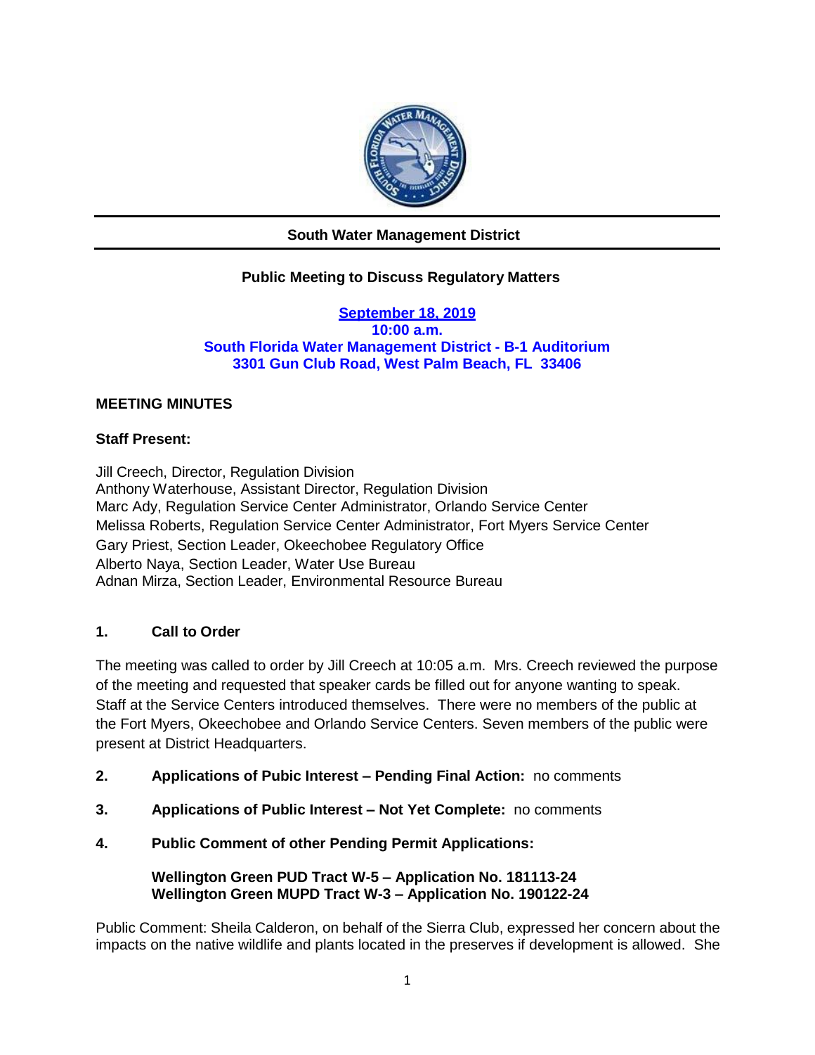**South Water Management District**

**Public Meeting to Discuss Regulatory Matters**

**September 18, 2019**
**10:00 a.m.**
**South Florida Water Management District - B-1 Auditorium**
**3301 Gun Club Road, West Palm Beach, FL 33406**

**MEETING MINUTES**

**Staff Present:**

Jill Creech, Director, Regulation Division
Anthony Waterhouse, Assistant Director, Regulation Division
Marc Ady, Regulation Service Center Administrator, Orlando Service Center
Melissa Roberts, Regulation Service Center Administrator, Fort Myers Service Center
Gary Priest, Section Leader, Okeechobee Regulatory Office
Alberto Naya, Section Leader, Water Use Bureau
Adnan Mirza, Section Leader, Environmental Resource Bureau

**1. Call to Order**

The meeting was called to order by Jill Creech at 10:05 a.m. Mrs. Creech reviewed the purpose of the meeting and requested that speaker cards be filled out for anyone wanting to speak. Staff at the Service Centers introduced themselves. There were no members of the public at the Fort Myers, Okeechobee and Orlando Service Centers. Seven members of the public were present at District Headquarters.

**2. Applications of Pubic Interest – Pending Final Action:** no comments

**3. Applications of Public Interest – Not Yet Complete:** no comments

**4. Public Comment of other Pending Permit Applications:**

**Wellington Green PUD Tract W-5 – Application No. 181113-24**
**Wellington Green MUPD Tract W-3 – Application No. 190122-24**

Public Comment: Sheila Calderon, on behalf of the Sierra Club, expressed her concern about the impacts on the native wildlife and plants located in the preserves if development is allowed. She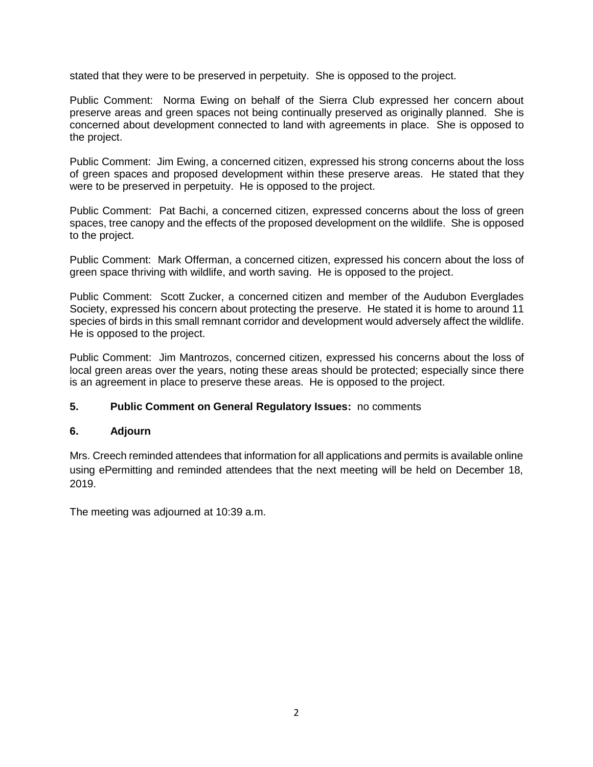stated that they were to be preserved in perpetuity. She is opposed to the project.

Public Comment: Norma Ewing on behalf of the Sierra Club expressed her concern about preserve areas and green spaces not being continually preserved as originally planned. She is concerned about development connected to land with agreements in place. She is opposed to the project.

Public Comment: Jim Ewing, a concerned citizen, expressed his strong concerns about the loss of green spaces and proposed development within these preserve areas. He stated that they were to be preserved in perpetuity. He is opposed to the project.

Public Comment: Pat Bachi, a concerned citizen, expressed concerns about the loss of green spaces, tree canopy and the effects of the proposed development on the wildlife. She is opposed to the project.

Public Comment: Mark Offerman, a concerned citizen, expressed his concern about the loss of green space thriving with wildlife, and worth saving. He is opposed to the project.

Public Comment: Scott Zucker, a concerned citizen and member of the Audubon Everglades Society, expressed his concern about protecting the preserve. He stated it is home to around 11 species of birds in this small remnant corridor and development would adversely affect the wildlife. He is opposed to the project.

Public Comment: Jim Mantrozos, concerned citizen, expressed his concerns about the loss of local green areas over the years, noting these areas should be protected; especially since there is an agreement in place to preserve these areas. He is opposed to the project.

**5. Public Comment on General Regulatory Issues:** no comments

**6. Adjourn**

Mrs. Creech reminded attendees that information for all applications and permits is available online using ePermitting and reminded attendees that the next meeting will be held on December 18, 2019.

The meeting was adjourned at 10:39 a.m.